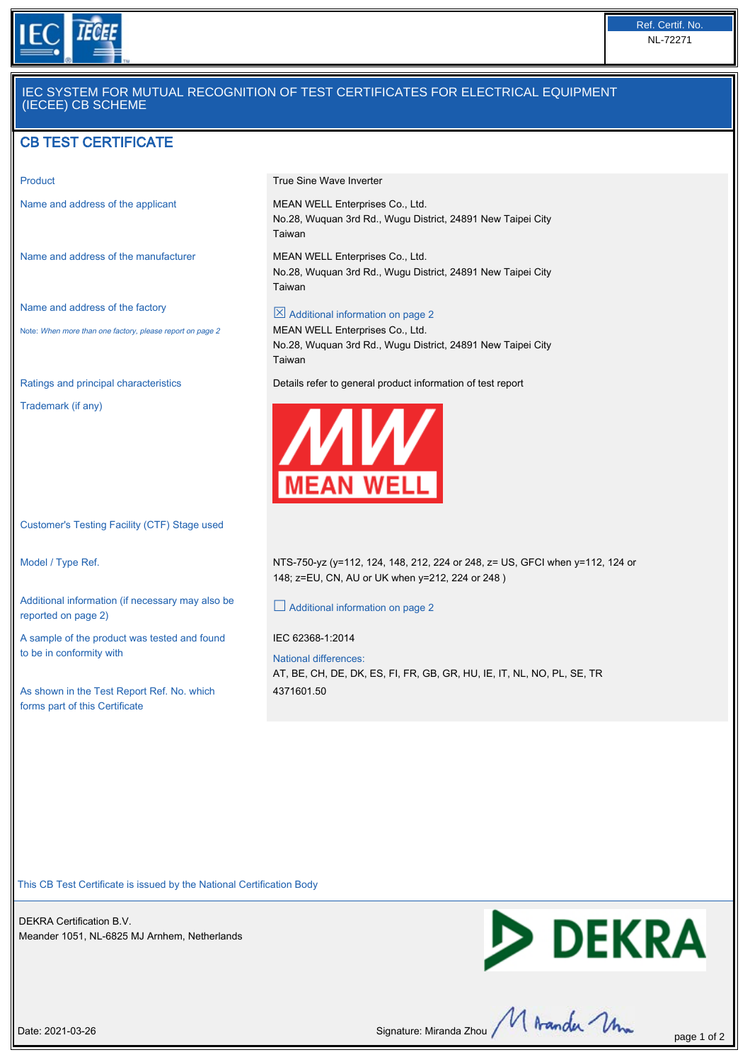Ref. Certif. No.
NL-72271

IEC SYSTEM FOR MUTUAL RECOGNITION OF TEST CERTIFICATES FOR ELECTRICAL EQUIPMENT (IECEE) CB SCHEME

## CB TEST CERTIFICATE

| | |
|---|---|
| Product | True Sine Wave Inverter |
| Name and address of the applicant | MEAN WELL Enterprises Co., Ltd.<br>No.28, Wuquan 3rd Rd., Wugu District, 24891 New Taipei City<br>Taiwan |
| Name and address of the manufacturer | MEAN WELL Enterprises Co., Ltd.<br>No.28, Wuquan 3rd Rd., Wugu District, 24891 New Taipei City<br>Taiwan |
| Name and address of the factory<br>Note: *When more than one factory, please report on page 2* | ☒ Additional information on page 2<br>MEAN WELL Enterprises Co., Ltd.<br>No.28, Wuquan 3rd Rd., Wugu District, 24891 New Taipei City<br>Taiwan |
| Ratings and principal characteristics | Details refer to general product information of test report |
| Trademark (if any) | MEAN WELL |
| Customer's Testing Facility (CTF) Stage used | |
| Model / Type Ref. | NTS-750-yz (y=112, 124, 148, 212, 224 or 248, z= US, GFCI when y=112, 124 or 148; z=EU, CN, AU or UK when y=212, 224 or 248 ) |
| Additional information (if necessary may also be reported on page 2) | ☐ Additional information on page 2 |
| A sample of the product was tested and found to be in conformity with | IEC 62368-1:2014<br>National differences:<br>AT, BE, CH, DE, DK, ES, FI, FR, GB, GR, HU, IE, IT, NL, NO, PL, SE, TR |
| As shown in the Test Report Ref. No. which forms part of this Certificate | 4371601.50 |

This CB Test Certificate is issued by the National Certification Body

DEKRA Certification B.V.
Meander 1051, NL-6825 MJ Arnhem, Netherlands

Date: 2021-03-26

Signature: Miranda Zhou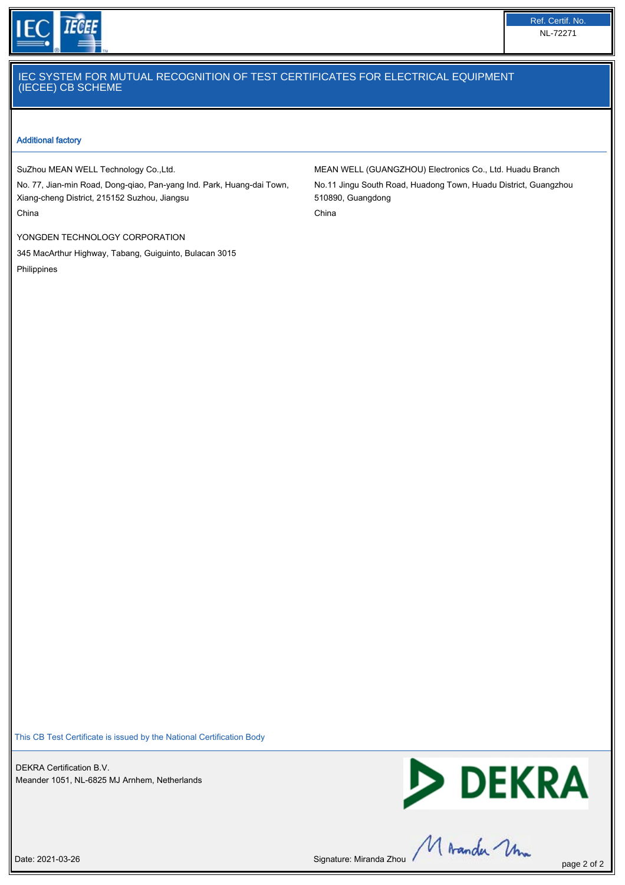Ref. Certif. No.
NL-72271

# IEC SYSTEM FOR MUTUAL RECOGNITION OF TEST CERTIFICATES FOR ELECTRICAL EQUIPMENT (IECEE) CB SCHEME

## Additional factory

SuZhou MEAN WELL Technology Co.,Ltd.
No. 77, Jian-min Road, Dong-qiao, Pan-yang Ind. Park, Huang-dai Town, Xiang-cheng District, 215152 Suzhou, Jiangsu
China

MEAN WELL (GUANGZHOU) Electronics Co., Ltd. Huadu Branch
No.11 Jingu South Road, Huadong Town, Huadu District, Guangzhou 510890, Guangdong
China

YONGDEN TECHNOLOGY CORPORATION
345 MacArthur Highway, Tabang, Guiguinto, Bulacan 3015
Philippines

This CB Test Certificate is issued by the National Certification Body

DEKRA Certification B.V.
Meander 1051, NL-6825 MJ Arnhem, Netherlands

DEKRA

Date: 2021-03-26

Signature: Miranda Zhou